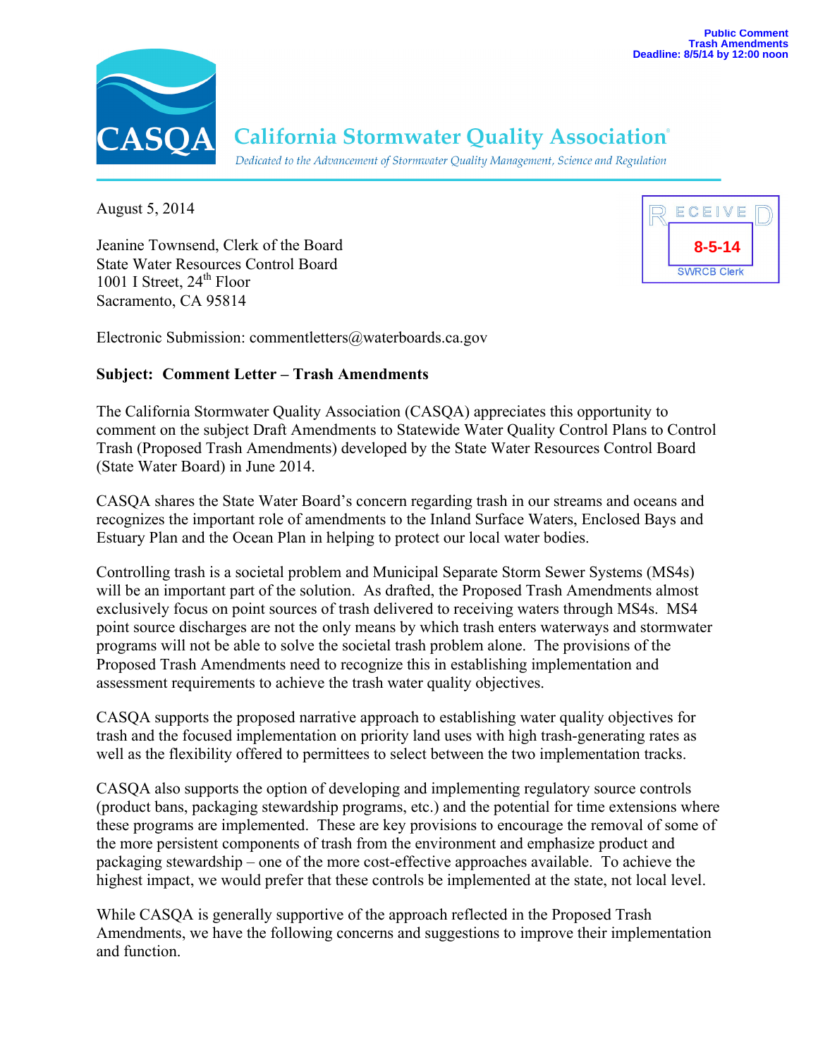Public Comment
Trash Amendments
Deadline: 8/5/14 by 12:00 noon

**CASQA** California Stormwater Quality Association®

*Dedicated to the Advancement of Stormwater Quality Management, Science and Regulation*

RECEIVED
8-5-14
SWRCB Clerk

August 5, 2014

Jeanine Townsend, Clerk of the Board
State Water Resources Control Board
1001 I Street, 24th Floor
Sacramento, CA 95814

Electronic Submission: commentletters@waterboards.ca.gov

**Subject: Comment Letter – Trash Amendments**

The California Stormwater Quality Association (CASQA) appreciates this opportunity to comment on the subject Draft Amendments to Statewide Water Quality Control Plans to Control Trash (Proposed Trash Amendments) developed by the State Water Resources Control Board (State Water Board) in June 2014.

CASQA shares the State Water Board's concern regarding trash in our streams and oceans and recognizes the important role of amendments to the Inland Surface Waters, Enclosed Bays and Estuary Plan and the Ocean Plan in helping to protect our local water bodies.

Controlling trash is a societal problem and Municipal Separate Storm Sewer Systems (MS4s) will be an important part of the solution. As drafted, the Proposed Trash Amendments almost exclusively focus on point sources of trash delivered to receiving waters through MS4s. MS4 point source discharges are not the only means by which trash enters waterways and stormwater programs will not be able to solve the societal trash problem alone. The provisions of the Proposed Trash Amendments need to recognize this in establishing implementation and assessment requirements to achieve the trash water quality objectives.

CASQA supports the proposed narrative approach to establishing water quality objectives for trash and the focused implementation on priority land uses with high trash-generating rates as well as the flexibility offered to permittees to select between the two implementation tracks.

CASQA also supports the option of developing and implementing regulatory source controls (product bans, packaging stewardship programs, etc.) and the potential for time extensions where these programs are implemented. These are key provisions to encourage the removal of some of the more persistent components of trash from the environment and emphasize product and packaging stewardship – one of the more cost-effective approaches available. To achieve the highest impact, we would prefer that these controls be implemented at the state, not local level.

While CASQA is generally supportive of the approach reflected in the Proposed Trash Amendments, we have the following concerns and suggestions to improve their implementation and function.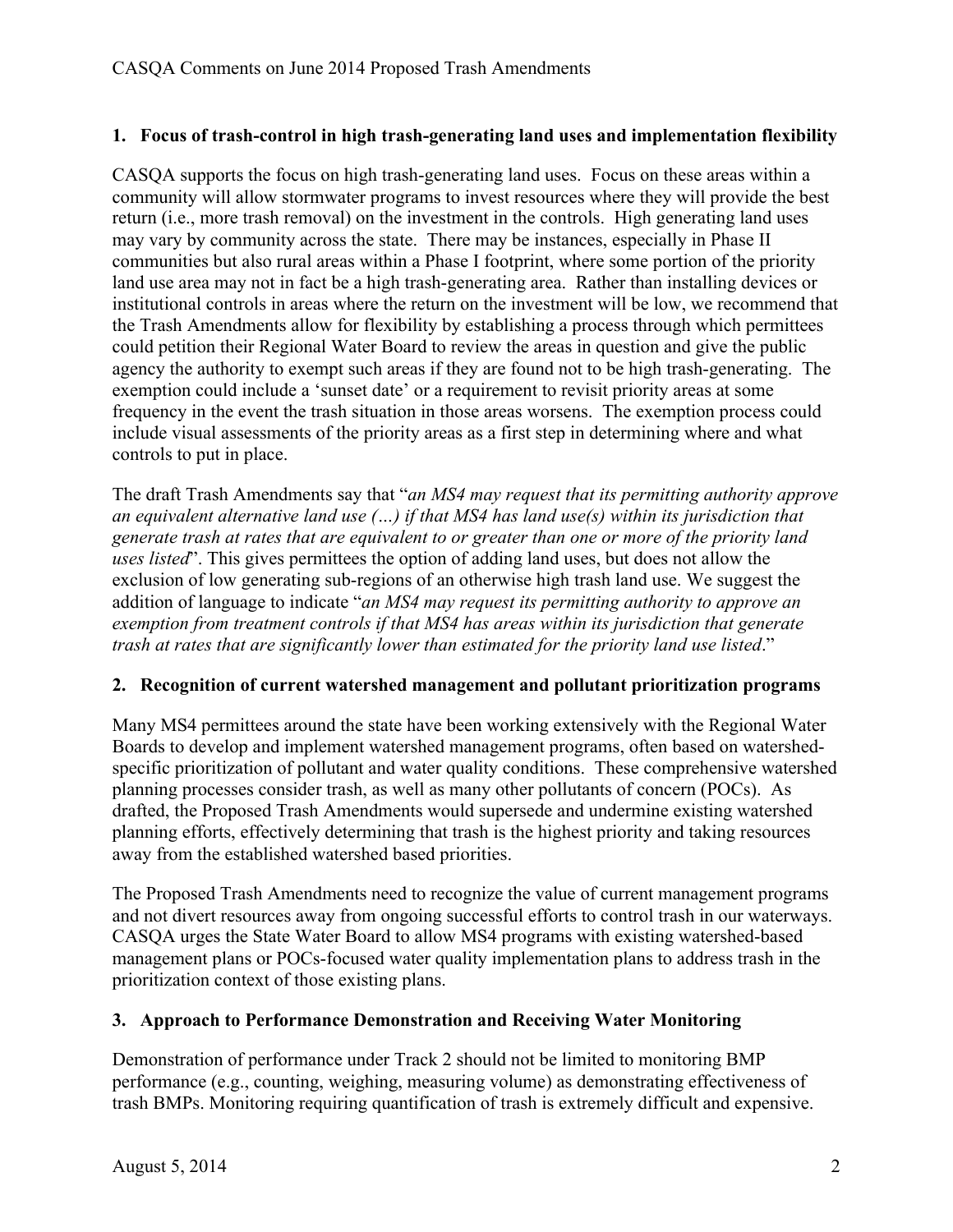### 1. Focus of trash-control in high trash-generating land uses and implementation flexibility

CASQA supports the focus on high trash-generating land uses. Focus on these areas within a community will allow stormwater programs to invest resources where they will provide the best return (i.e., more trash removal) on the investment in the controls. High generating land uses may vary by community across the state. There may be instances, especially in Phase II communities but also rural areas within a Phase I footprint, where some portion of the priority land use area may not in fact be a high trash-generating area. Rather than installing devices or institutional controls in areas where the return on the investment will be low, we recommend that the Trash Amendments allow for flexibility by establishing a process through which permittees could petition their Regional Water Board to review the areas in question and give the public agency the authority to exempt such areas if they are found not to be high trash-generating. The exemption could include a 'sunset date' or a requirement to revisit priority areas at some frequency in the event the trash situation in those areas worsens. The exemption process could include visual assessments of the priority areas as a first step in determining where and what controls to put in place.

The draft Trash Amendments say that "*an MS4 may request that its permitting authority approve an equivalent alternative land use (…) if that MS4 has land use(s) within its jurisdiction that generate trash at rates that are equivalent to or greater than one or more of the priority land uses listed*". This gives permittees the option of adding land uses, but does not allow the exclusion of low generating sub-regions of an otherwise high trash land use. We suggest the addition of language to indicate "*an MS4 may request its permitting authority to approve an exemption from treatment controls if that MS4 has areas within its jurisdiction that generate trash at rates that are significantly lower than estimated for the priority land use listed*."

### 2. Recognition of current watershed management and pollutant prioritization programs

Many MS4 permittees around the state have been working extensively with the Regional Water Boards to develop and implement watershed management programs, often based on watershed-specific prioritization of pollutant and water quality conditions. These comprehensive watershed planning processes consider trash, as well as many other pollutants of concern (POCs). As drafted, the Proposed Trash Amendments would supersede and undermine existing watershed planning efforts, effectively determining that trash is the highest priority and taking resources away from the established watershed based priorities.

The Proposed Trash Amendments need to recognize the value of current management programs and not divert resources away from ongoing successful efforts to control trash in our waterways. CASQA urges the State Water Board to allow MS4 programs with existing watershed-based management plans or POCs-focused water quality implementation plans to address trash in the prioritization context of those existing plans.

### 3. Approach to Performance Demonstration and Receiving Water Monitoring

Demonstration of performance under Track 2 should not be limited to monitoring BMP performance (e.g., counting, weighing, measuring volume) as demonstrating effectiveness of trash BMPs. Monitoring requiring quantification of trash is extremely difficult and expensive.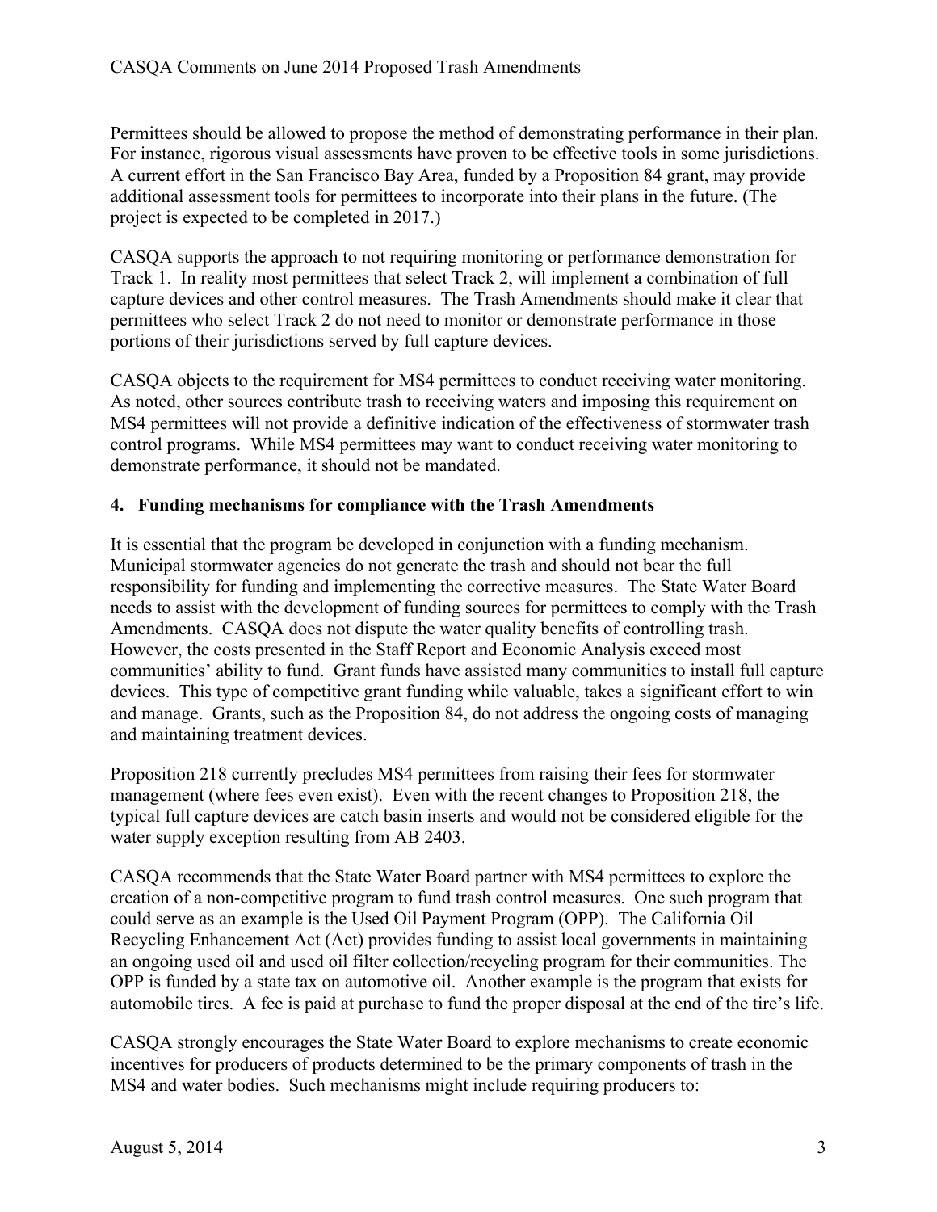Permittees should be allowed to propose the method of demonstrating performance in their plan. For instance, rigorous visual assessments have proven to be effective tools in some jurisdictions. A current effort in the San Francisco Bay Area, funded by a Proposition 84 grant, may provide additional assessment tools for permittees to incorporate into their plans in the future. (The project is expected to be completed in 2017.)

CASQA supports the approach to not requiring monitoring or performance demonstration for Track 1. In reality most permittees that select Track 2, will implement a combination of full capture devices and other control measures. The Trash Amendments should make it clear that permittees who select Track 2 do not need to monitor or demonstrate performance in those portions of their jurisdictions served by full capture devices.

CASQA objects to the requirement for MS4 permittees to conduct receiving water monitoring. As noted, other sources contribute trash to receiving waters and imposing this requirement on MS4 permittees will not provide a definitive indication of the effectiveness of stormwater trash control programs. While MS4 permittees may want to conduct receiving water monitoring to demonstrate performance, it should not be mandated.

**4. Funding mechanisms for compliance with the Trash Amendments**

It is essential that the program be developed in conjunction with a funding mechanism. Municipal stormwater agencies do not generate the trash and should not bear the full responsibility for funding and implementing the corrective measures. The State Water Board needs to assist with the development of funding sources for permittees to comply with the Trash Amendments. CASQA does not dispute the water quality benefits of controlling trash. However, the costs presented in the Staff Report and Economic Analysis exceed most communities' ability to fund. Grant funds have assisted many communities to install full capture devices. This type of competitive grant funding while valuable, takes a significant effort to win and manage. Grants, such as the Proposition 84, do not address the ongoing costs of managing and maintaining treatment devices.

Proposition 218 currently precludes MS4 permittees from raising their fees for stormwater management (where fees even exist). Even with the recent changes to Proposition 218, the typical full capture devices are catch basin inserts and would not be considered eligible for the water supply exception resulting from AB 2403.

CASQA recommends that the State Water Board partner with MS4 permittees to explore the creation of a non-competitive program to fund trash control measures. One such program that could serve as an example is the Used Oil Payment Program (OPP). The California Oil Recycling Enhancement Act (Act) provides funding to assist local governments in maintaining an ongoing used oil and used oil filter collection/recycling program for their communities. The OPP is funded by a state tax on automotive oil. Another example is the program that exists for automobile tires. A fee is paid at purchase to fund the proper disposal at the end of the tire's life.

CASQA strongly encourages the State Water Board to explore mechanisms to create economic incentives for producers of products determined to be the primary components of trash in the MS4 and water bodies. Such mechanisms might include requiring producers to: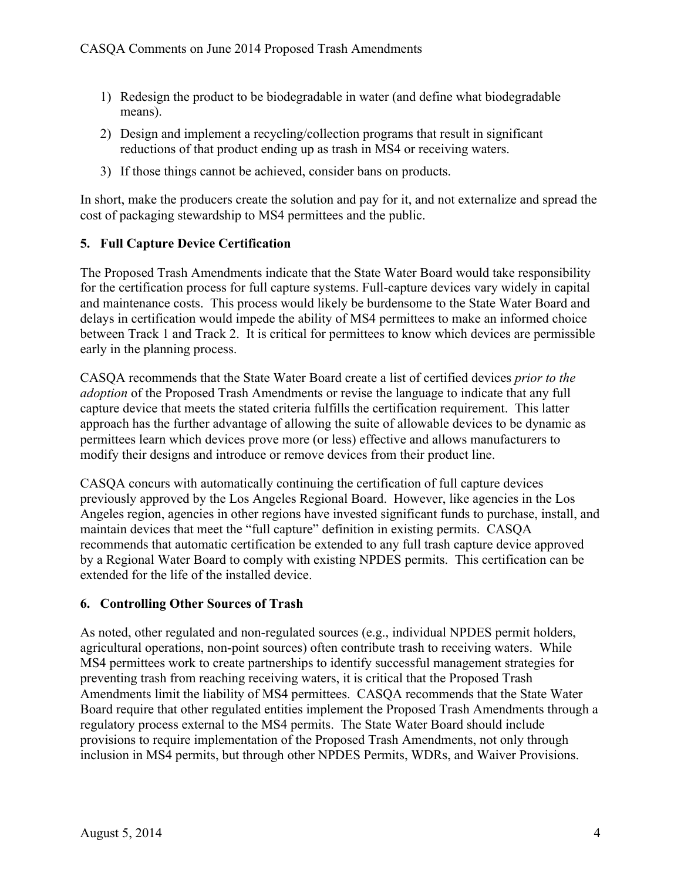1) Redesign the product to be biodegradable in water (and define what biodegradable means).
2) Design and implement a recycling/collection programs that result in significant reductions of that product ending up as trash in MS4 or receiving waters.
3) If those things cannot be achieved, consider bans on products.

In short, make the producers create the solution and pay for it, and not externalize and spread the cost of packaging stewardship to MS4 permittees and the public.

**5. Full Capture Device Certification**

The Proposed Trash Amendments indicate that the State Water Board would take responsibility for the certification process for full capture systems. Full-capture devices vary widely in capital and maintenance costs. This process would likely be burdensome to the State Water Board and delays in certification would impede the ability of MS4 permittees to make an informed choice between Track 1 and Track 2. It is critical for permittees to know which devices are permissible early in the planning process.

CASQA recommends that the State Water Board create a list of certified devices *prior to the adoption* of the Proposed Trash Amendments or revise the language to indicate that any full capture device that meets the stated criteria fulfills the certification requirement. This latter approach has the further advantage of allowing the suite of allowable devices to be dynamic as permittees learn which devices prove more (or less) effective and allows manufacturers to modify their designs and introduce or remove devices from their product line.

CASQA concurs with automatically continuing the certification of full capture devices previously approved by the Los Angeles Regional Board. However, like agencies in the Los Angeles region, agencies in other regions have invested significant funds to purchase, install, and maintain devices that meet the "full capture" definition in existing permits. CASQA recommends that automatic certification be extended to any full trash capture device approved by a Regional Water Board to comply with existing NPDES permits. This certification can be extended for the life of the installed device.

**6. Controlling Other Sources of Trash**

As noted, other regulated and non-regulated sources (e.g., individual NPDES permit holders, agricultural operations, non-point sources) often contribute trash to receiving waters. While MS4 permittees work to create partnerships to identify successful management strategies for preventing trash from reaching receiving waters, it is critical that the Proposed Trash Amendments limit the liability of MS4 permittees. CASQA recommends that the State Water Board require that other regulated entities implement the Proposed Trash Amendments through a regulatory process external to the MS4 permits. The State Water Board should include provisions to require implementation of the Proposed Trash Amendments, not only through inclusion in MS4 permits, but through other NPDES Permits, WDRs, and Waiver Provisions.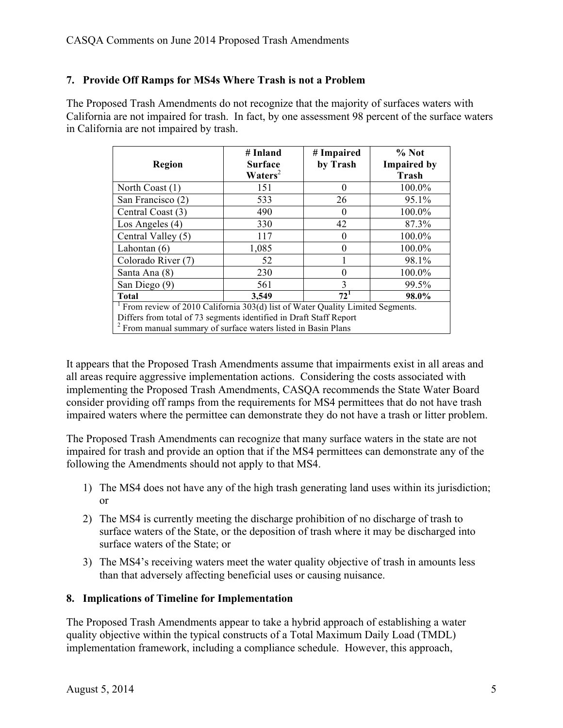## 7. Provide Off Ramps for MS4s Where Trash is not a Problem

The Proposed Trash Amendments do not recognize that the majority of surfaces waters with California are not impaired for trash. In fact, by one assessment 98 percent of the surface waters in California are not impaired by trash.

| Region | # Inland Surface Waters[2] | # Impaired by Trash | % Not Impaired by Trash |
|---|---|---|---|
| North Coast (1) | 151 | 0 | 100.0% |
| San Francisco (2) | 533 | 26 | 95.1% |
| Central Coast (3) | 490 | 0 | 100.0% |
| Los Angeles (4) | 330 | 42 | 87.3% |
| Central Valley (5) | 117 | 0 | 100.0% |
| Lahontan (6) | 1,085 | 0 | 100.0% |
| Colorado River (7) | 52 | 1 | 98.1% |
| Santa Ana (8) | 230 | 0 | 100.0% |
| San Diego (9) | 561 | 3 | 99.5% |
| **Total** | **3,549** | **72[1]** | **98.0%** |

[1] From review of 2010 California 303(d) list of Water Quality Limited Segments. Differs from total of 73 segments identified in Draft Staff Report
[2] From manual summary of surface waters listed in Basin Plans

It appears that the Proposed Trash Amendments assume that impairments exist in all areas and all areas require aggressive implementation actions. Considering the costs associated with implementing the Proposed Trash Amendments, CASQA recommends the State Water Board consider providing off ramps from the requirements for MS4 permittees that do not have trash impaired waters where the permittee can demonstrate they do not have a trash or litter problem.

The Proposed Trash Amendments can recognize that many surface waters in the state are not impaired for trash and provide an option that if the MS4 permittees can demonstrate any of the following the Amendments should not apply to that MS4.

1) The MS4 does not have any of the high trash generating land uses within its jurisdiction; or
2) The MS4 is currently meeting the discharge prohibition of no discharge of trash to surface waters of the State, or the deposition of trash where it may be discharged into surface waters of the State; or
3) The MS4's receiving waters meet the water quality objective of trash in amounts less than that adversely affecting beneficial uses or causing nuisance.

## 8. Implications of Timeline for Implementation

The Proposed Trash Amendments appear to take a hybrid approach of establishing a water quality objective within the typical constructs of a Total Maximum Daily Load (TMDL) implementation framework, including a compliance schedule. However, this approach,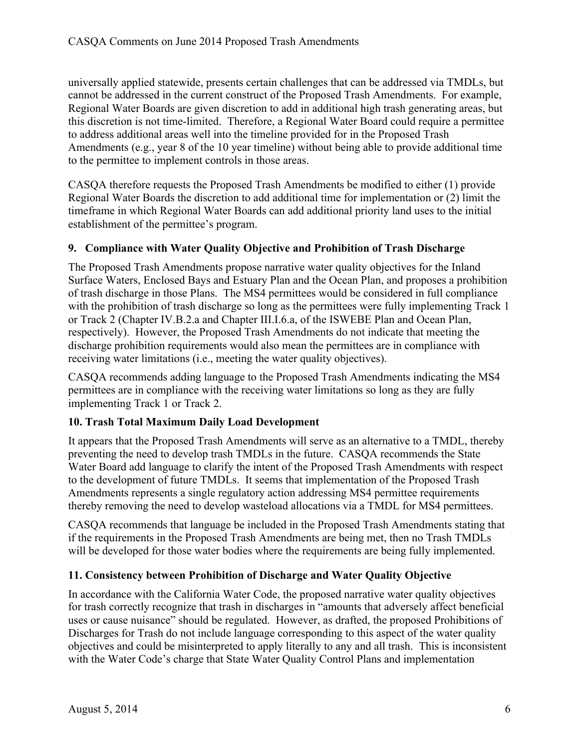universally applied statewide, presents certain challenges that can be addressed via TMDLs, but cannot be addressed in the current construct of the Proposed Trash Amendments. For example, Regional Water Boards are given discretion to add in additional high trash generating areas, but this discretion is not time-limited. Therefore, a Regional Water Board could require a permittee to address additional areas well into the timeline provided for in the Proposed Trash Amendments (e.g., year 8 of the 10 year timeline) without being able to provide additional time to the permittee to implement controls in those areas.

CASQA therefore requests the Proposed Trash Amendments be modified to either (1) provide Regional Water Boards the discretion to add additional time for implementation or (2) limit the timeframe in which Regional Water Boards can add additional priority land uses to the initial establishment of the permittee's program.

### 9. Compliance with Water Quality Objective and Prohibition of Trash Discharge

The Proposed Trash Amendments propose narrative water quality objectives for the Inland Surface Waters, Enclosed Bays and Estuary Plan and the Ocean Plan, and proposes a prohibition of trash discharge in those Plans. The MS4 permittees would be considered in full compliance with the prohibition of trash discharge so long as the permittees were fully implementing Track 1 or Track 2 (Chapter IV.B.2.a and Chapter III.I.6.a, of the ISWEBE Plan and Ocean Plan, respectively). However, the Proposed Trash Amendments do not indicate that meeting the discharge prohibition requirements would also mean the permittees are in compliance with receiving water limitations (i.e., meeting the water quality objectives).

CASQA recommends adding language to the Proposed Trash Amendments indicating the MS4 permittees are in compliance with the receiving water limitations so long as they are fully implementing Track 1 or Track 2.

### 10. Trash Total Maximum Daily Load Development

It appears that the Proposed Trash Amendments will serve as an alternative to a TMDL, thereby preventing the need to develop trash TMDLs in the future. CASQA recommends the State Water Board add language to clarify the intent of the Proposed Trash Amendments with respect to the development of future TMDLs. It seems that implementation of the Proposed Trash Amendments represents a single regulatory action addressing MS4 permittee requirements thereby removing the need to develop wasteload allocations via a TMDL for MS4 permittees.

CASQA recommends that language be included in the Proposed Trash Amendments stating that if the requirements in the Proposed Trash Amendments are being met, then no Trash TMDLs will be developed for those water bodies where the requirements are being fully implemented.

### 11. Consistency between Prohibition of Discharge and Water Quality Objective

In accordance with the California Water Code, the proposed narrative water quality objectives for trash correctly recognize that trash in discharges in "amounts that adversely affect beneficial uses or cause nuisance" should be regulated. However, as drafted, the proposed Prohibitions of Discharges for Trash do not include language corresponding to this aspect of the water quality objectives and could be misinterpreted to apply literally to any and all trash. This is inconsistent with the Water Code's charge that State Water Quality Control Plans and implementation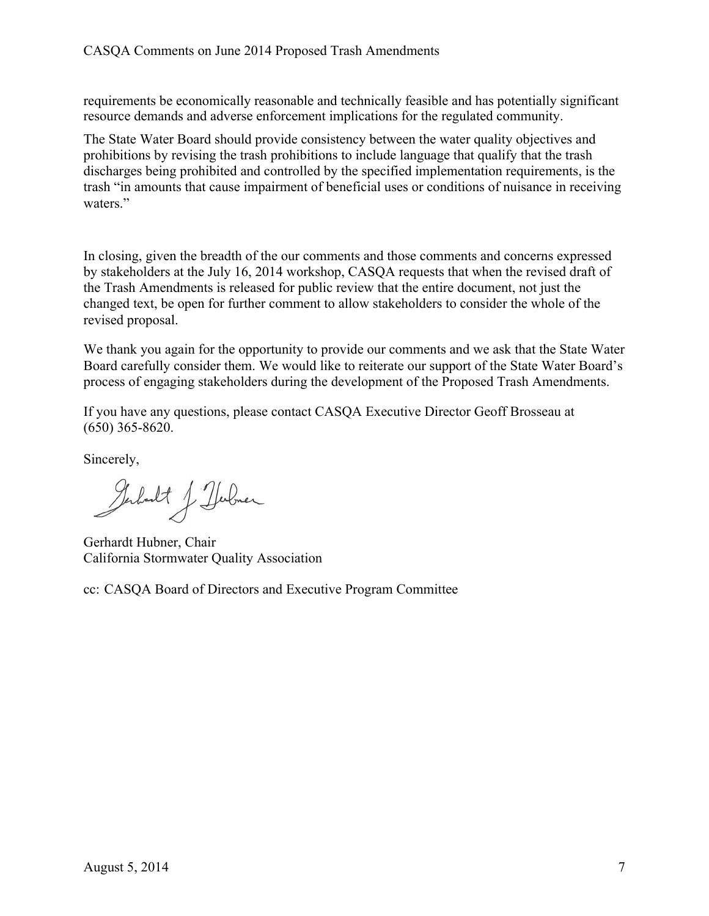requirements be economically reasonable and technically feasible and has potentially significant resource demands and adverse enforcement implications for the regulated community.

The State Water Board should provide consistency between the water quality objectives and prohibitions by revising the trash prohibitions to include language that qualify that the trash discharges being prohibited and controlled by the specified implementation requirements, is the trash "in amounts that cause impairment of beneficial uses or conditions of nuisance in receiving waters."

In closing, given the breadth of the our comments and those comments and concerns expressed by stakeholders at the July 16, 2014 workshop, CASQA requests that when the revised draft of the Trash Amendments is released for public review that the entire document, not just the changed text, be open for further comment to allow stakeholders to consider the whole of the revised proposal.

We thank you again for the opportunity to provide our comments and we ask that the State Water Board carefully consider them. We would like to reiterate our support of the State Water Board's process of engaging stakeholders during the development of the Proposed Trash Amendments.

If you have any questions, please contact CASQA Executive Director Geoff Brosseau at (650) 365-8620.

Sincerely,

Gerhardt Hubner, Chair
California Stormwater Quality Association

cc: CASQA Board of Directors and Executive Program Committee